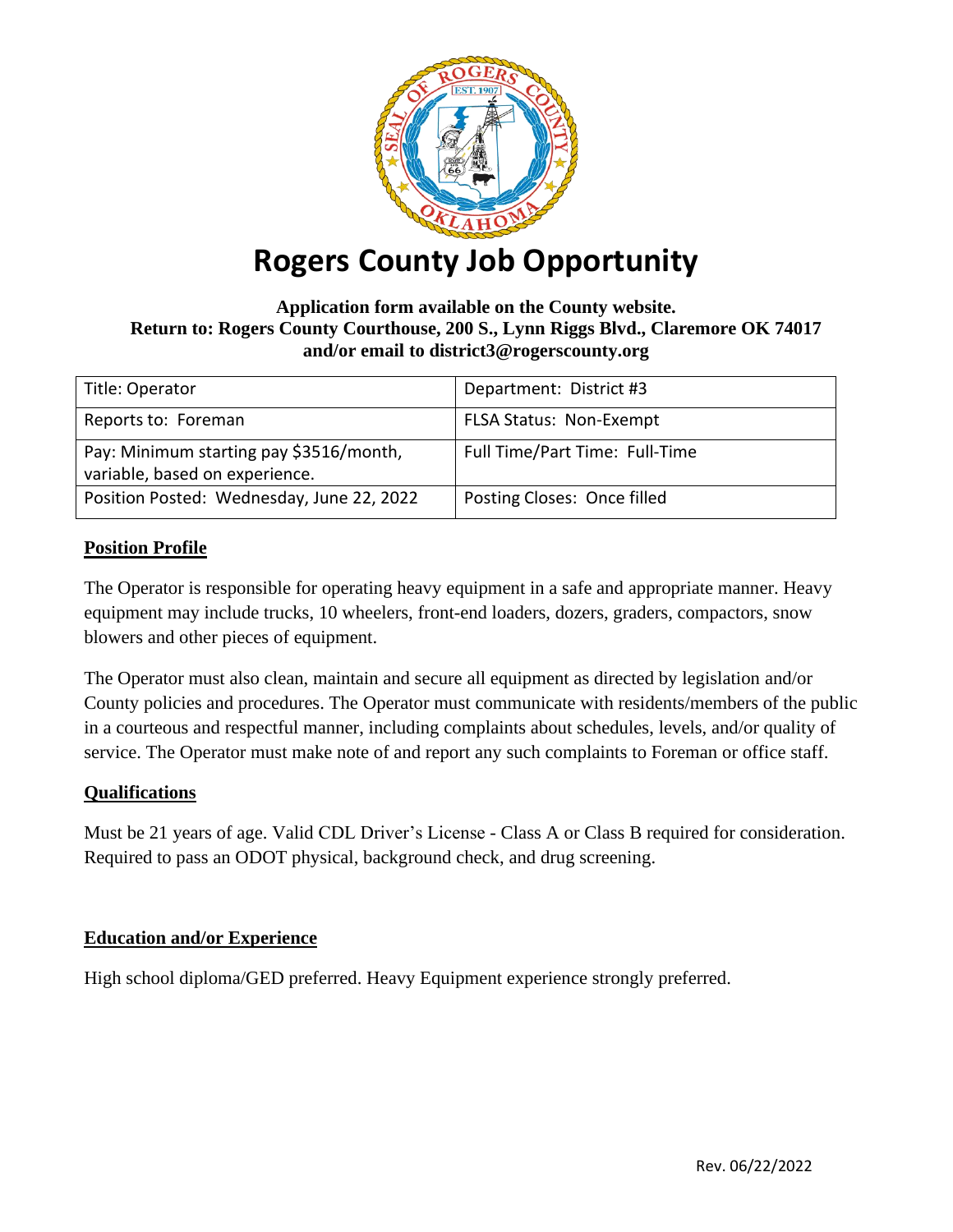# Rogers County Job Opportunity

**Application form available on the County website.**
**Return to: Rogers County Courthouse, 200 S., Lynn Riggs Blvd., Claremore OK 74017**
**and/or email to district3@rogerscounty.org**

| Title: Operator | Department: District #3 |
| --- | --- |
| Reports to: Foreman | FLSA Status: Non-Exempt |
| Pay: Minimum starting pay $3516/month, variable, based on experience. | Full Time/Part Time: Full-Time |
| Position Posted: Wednesday, June 22, 2022 | Posting Closes: Once filled |

## Position Profile

The Operator is responsible for operating heavy equipment in a safe and appropriate manner. Heavy equipment may include trucks, 10 wheelers, front-end loaders, dozers, graders, compactors, snow blowers and other pieces of equipment.

The Operator must also clean, maintain and secure all equipment as directed by legislation and/or County policies and procedures. The Operator must communicate with residents/members of the public in a courteous and respectful manner, including complaints about schedules, levels, and/or quality of service. The Operator must make note of and report any such complaints to Foreman or office staff.

## Qualifications

Must be 21 years of age. Valid CDL Driver's License - Class A or Class B required for consideration. Required to pass an ODOT physical, background check, and drug screening.

## Education and/or Experience

High school diploma/GED preferred. Heavy Equipment experience strongly preferred.

Rev. 06/22/2022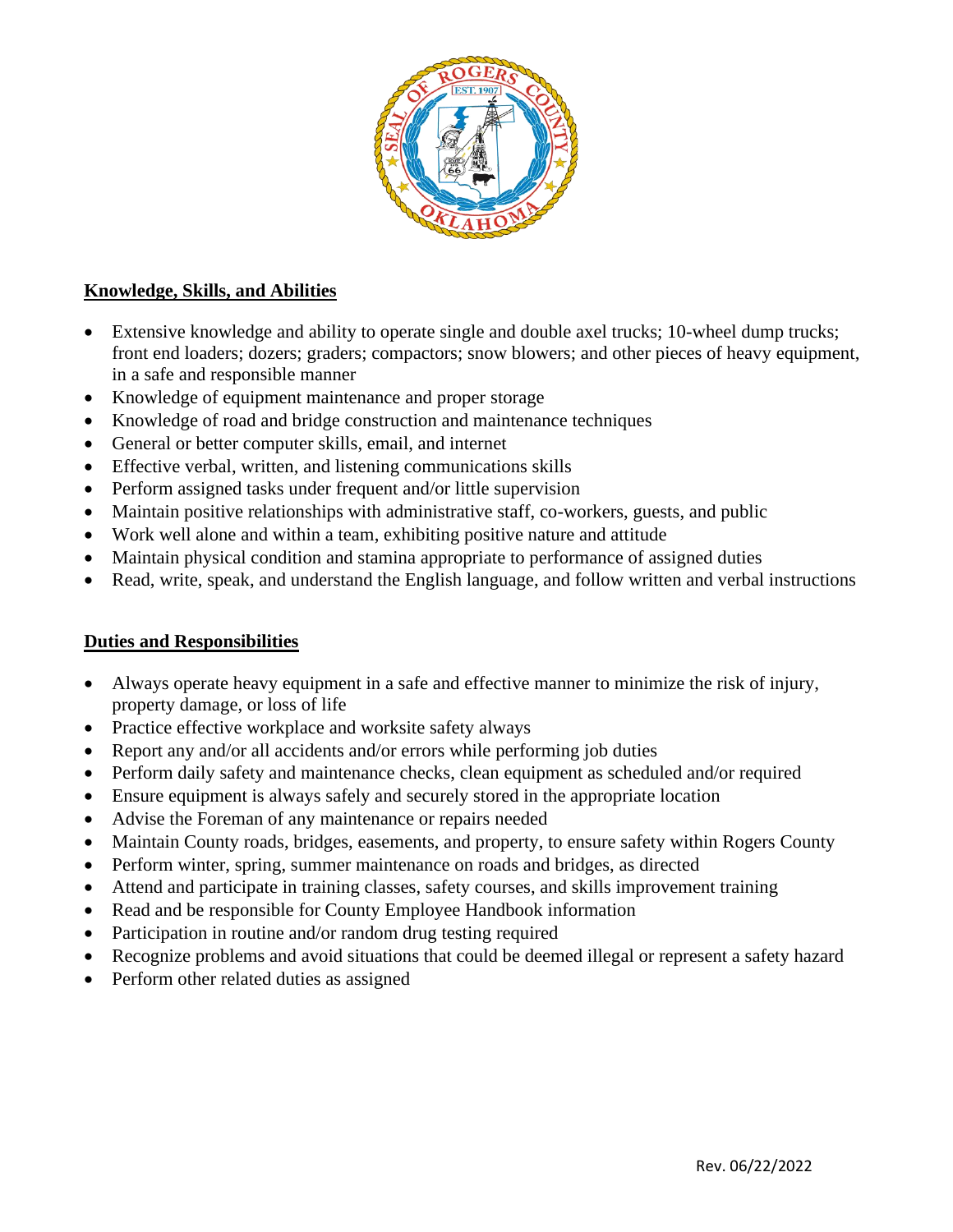## Knowledge, Skills, and Abilities

- Extensive knowledge and ability to operate single and double axel trucks; 10-wheel dump trucks; front end loaders; dozers; graders; compactors; snow blowers; and other pieces of heavy equipment, in a safe and responsible manner
- Knowledge of equipment maintenance and proper storage
- Knowledge of road and bridge construction and maintenance techniques
- General or better computer skills, email, and internet
- Effective verbal, written, and listening communications skills
- Perform assigned tasks under frequent and/or little supervision
- Maintain positive relationships with administrative staff, co-workers, guests, and public
- Work well alone and within a team, exhibiting positive nature and attitude
- Maintain physical condition and stamina appropriate to performance of assigned duties
- Read, write, speak, and understand the English language, and follow written and verbal instructions

## Duties and Responsibilities

- Always operate heavy equipment in a safe and effective manner to minimize the risk of injury, property damage, or loss of life
- Practice effective workplace and worksite safety always
- Report any and/or all accidents and/or errors while performing job duties
- Perform daily safety and maintenance checks, clean equipment as scheduled and/or required
- Ensure equipment is always safely and securely stored in the appropriate location
- Advise the Foreman of any maintenance or repairs needed
- Maintain County roads, bridges, easements, and property, to ensure safety within Rogers County
- Perform winter, spring, summer maintenance on roads and bridges, as directed
- Attend and participate in training classes, safety courses, and skills improvement training
- Read and be responsible for County Employee Handbook information
- Participation in routine and/or random drug testing required
- Recognize problems and avoid situations that could be deemed illegal or represent a safety hazard
- Perform other related duties as assigned

Rev. 06/22/2022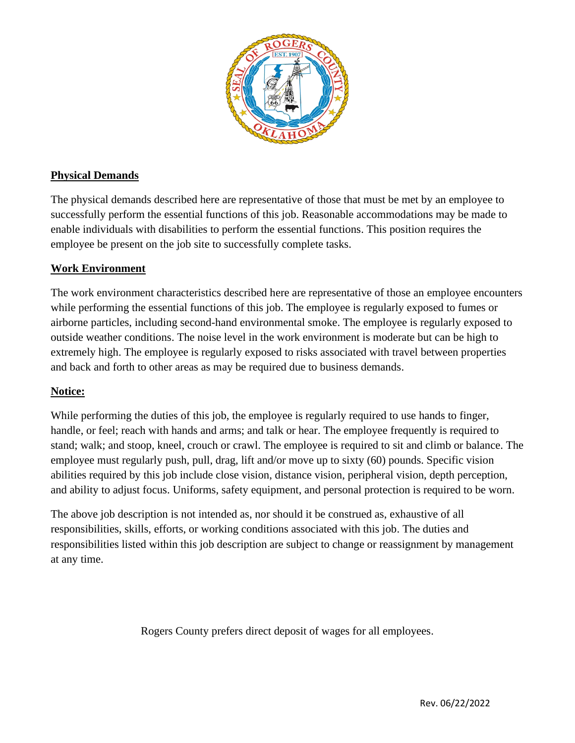**Physical Demands**

The physical demands described here are representative of those that must be met by an employee to successfully perform the essential functions of this job. Reasonable accommodations may be made to enable individuals with disabilities to perform the essential functions. This position requires the employee be present on the job site to successfully complete tasks.

**Work Environment**

The work environment characteristics described here are representative of those an employee encounters while performing the essential functions of this job. The employee is regularly exposed to fumes or airborne particles, including second-hand environmental smoke. The employee is regularly exposed to outside weather conditions. The noise level in the work environment is moderate but can be high to extremely high. The employee is regularly exposed to risks associated with travel between properties and back and forth to other areas as may be required due to business demands.

**Notice:**

While performing the duties of this job, the employee is regularly required to use hands to finger, handle, or feel; reach with hands and arms; and talk or hear. The employee frequently is required to stand; walk; and stoop, kneel, crouch or crawl. The employee is required to sit and climb or balance. The employee must regularly push, pull, drag, lift and/or move up to sixty (60) pounds. Specific vision abilities required by this job include close vision, distance vision, peripheral vision, depth perception, and ability to adjust focus. Uniforms, safety equipment, and personal protection is required to be worn.

The above job description is not intended as, nor should it be construed as, exhaustive of all responsibilities, skills, efforts, or working conditions associated with this job. The duties and responsibilities listed within this job description are subject to change or reassignment by management at any time.

Rogers County prefers direct deposit of wages for all employees.

Rev. 06/22/2022